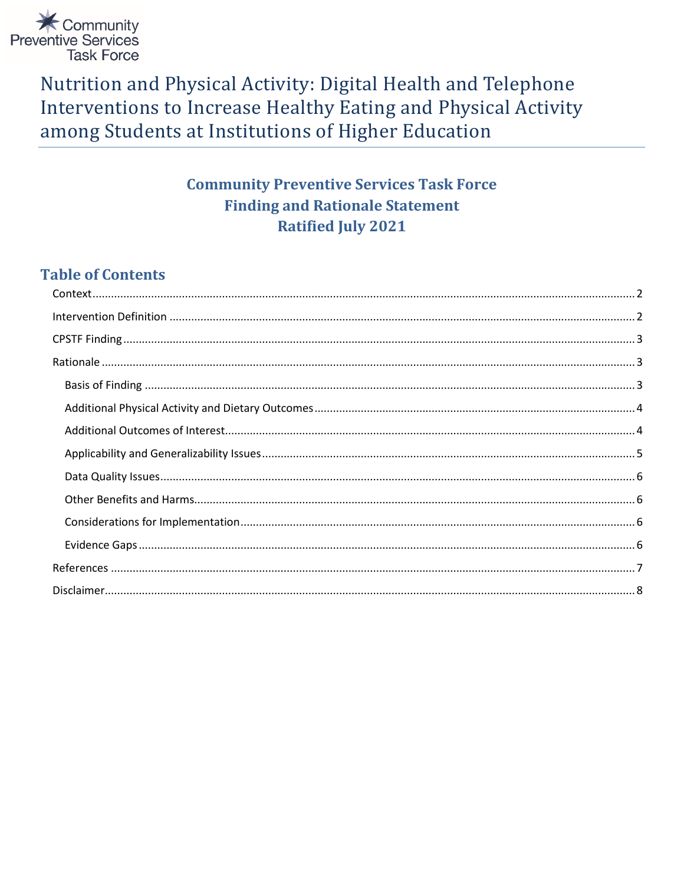Community Preventive Services Task Force

# Nutrition and Physical Activity: Digital Health and Telephone Interventions to Increase Healthy Eating and Physical Activity among Students at Institutions of Higher Education

## Community Preventive Services Task Force
## Finding and Rationale Statement
## Ratified July 2021

## Table of Contents

- Context ... 2
- Intervention Definition ... 2
- CPSTF Finding ... 3
- Rationale ... 3
  - Basis of Finding ... 3
  - Additional Physical Activity and Dietary Outcomes ... 4
  - Additional Outcomes of Interest ... 4
  - Applicability and Generalizability Issues ... 5
  - Data Quality Issues ... 6
  - Other Benefits and Harms ... 6
  - Considerations for Implementation ... 6
  - Evidence Gaps ... 6
- References ... 7
- Disclaimer ... 8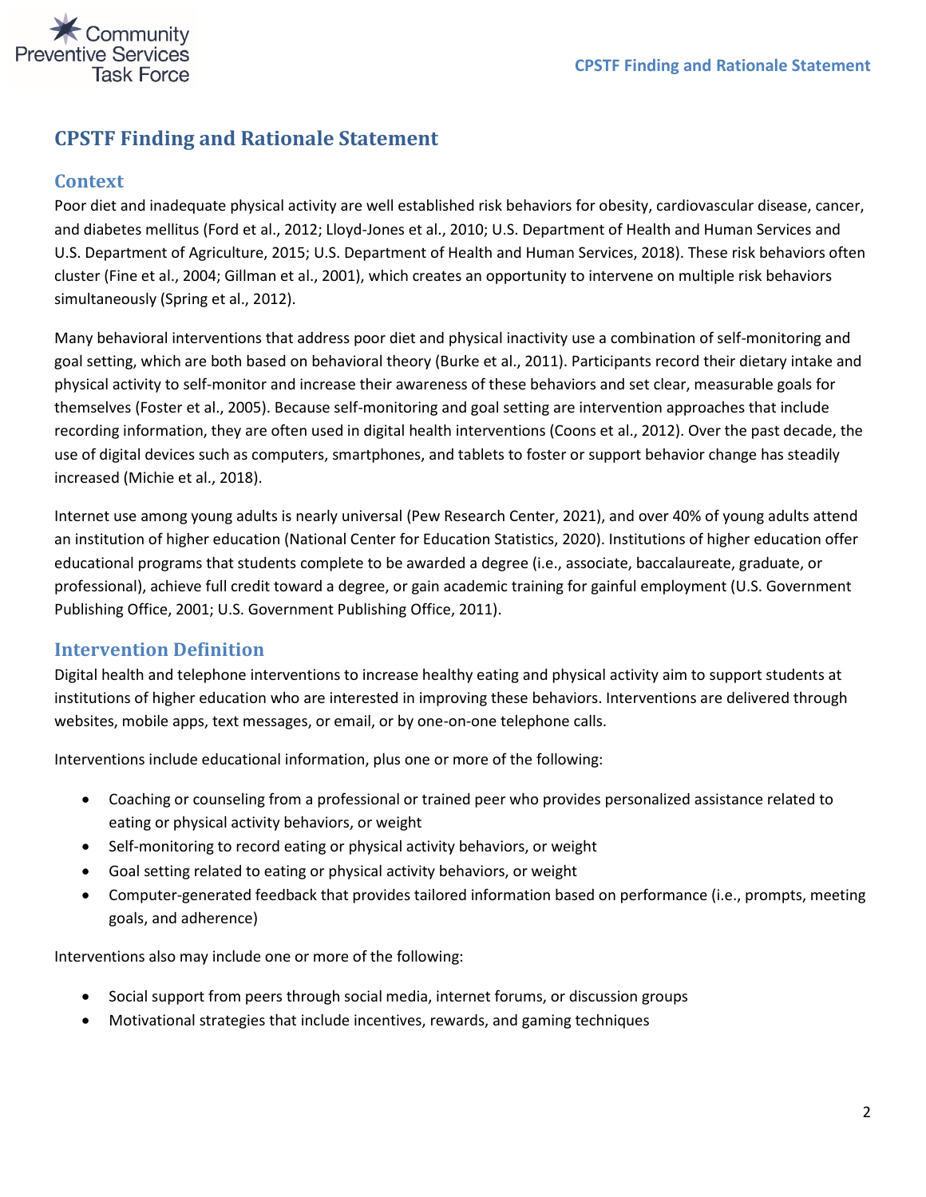# CPSTF Finding and Rationale Statement

## Context

Poor diet and inadequate physical activity are well established risk behaviors for obesity, cardiovascular disease, cancer, and diabetes mellitus (Ford et al., 2012; Lloyd-Jones et al., 2010; U.S. Department of Health and Human Services and U.S. Department of Agriculture, 2015; U.S. Department of Health and Human Services, 2018). These risk behaviors often cluster (Fine et al., 2004; Gillman et al., 2001), which creates an opportunity to intervene on multiple risk behaviors simultaneously (Spring et al., 2012).

Many behavioral interventions that address poor diet and physical inactivity use a combination of self-monitoring and goal setting, which are both based on behavioral theory (Burke et al., 2011). Participants record their dietary intake and physical activity to self-monitor and increase their awareness of these behaviors and set clear, measurable goals for themselves (Foster et al., 2005). Because self-monitoring and goal setting are intervention approaches that include recording information, they are often used in digital health interventions (Coons et al., 2012). Over the past decade, the use of digital devices such as computers, smartphones, and tablets to foster or support behavior change has steadily increased (Michie et al., 2018).

Internet use among young adults is nearly universal (Pew Research Center, 2021), and over 40% of young adults attend an institution of higher education (National Center for Education Statistics, 2020). Institutions of higher education offer educational programs that students complete to be awarded a degree (i.e., associate, baccalaureate, graduate, or professional), achieve full credit toward a degree, or gain academic training for gainful employment (U.S. Government Publishing Office, 2001; U.S. Government Publishing Office, 2011).

## Intervention Definition

Digital health and telephone interventions to increase healthy eating and physical activity aim to support students at institutions of higher education who are interested in improving these behaviors. Interventions are delivered through websites, mobile apps, text messages, or email, or by one-on-one telephone calls.

Interventions include educational information, plus one or more of the following:

- Coaching or counseling from a professional or trained peer who provides personalized assistance related to eating or physical activity behaviors, or weight
- Self-monitoring to record eating or physical activity behaviors, or weight
- Goal setting related to eating or physical activity behaviors, or weight
- Computer-generated feedback that provides tailored information based on performance (i.e., prompts, meeting goals, and adherence)

Interventions also may include one or more of the following:

- Social support from peers through social media, internet forums, or discussion groups
- Motivational strategies that include incentives, rewards, and gaming techniques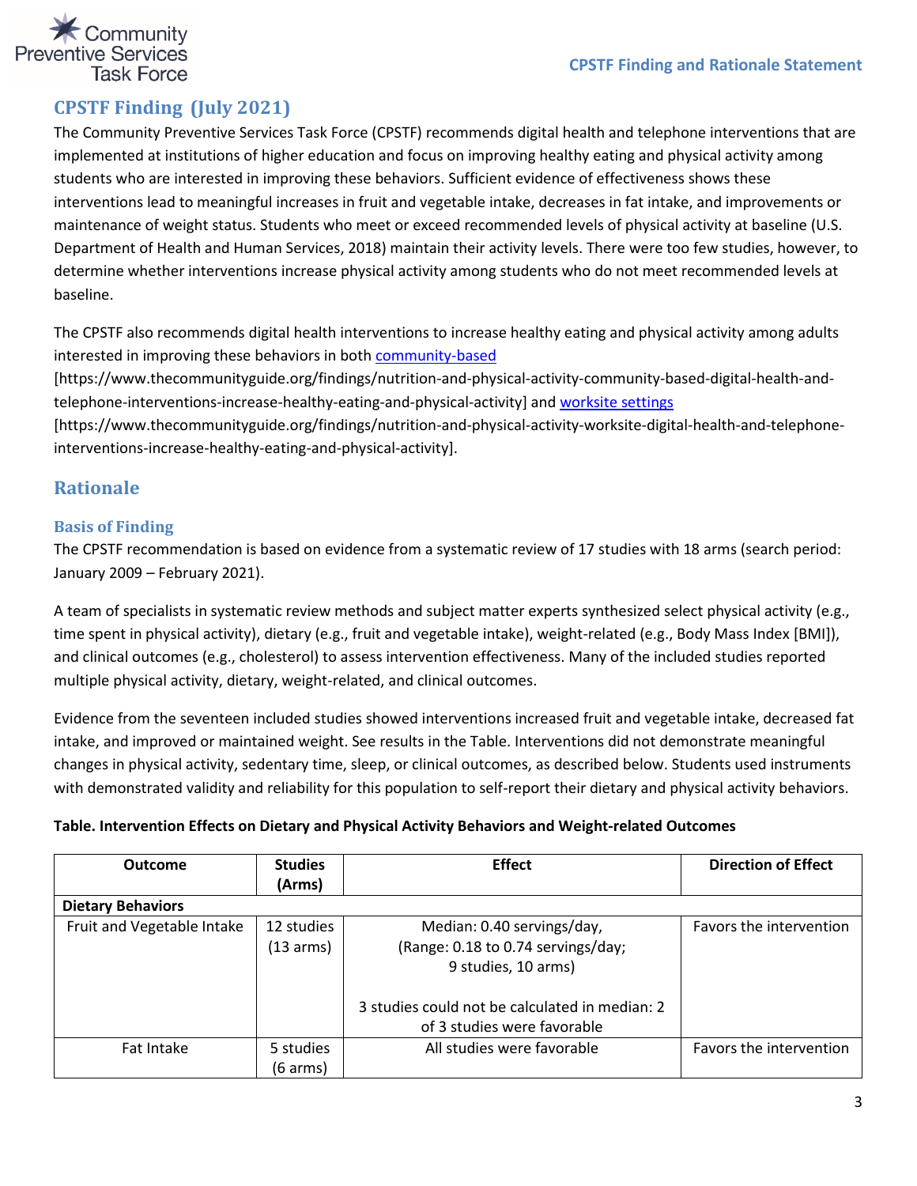## CPSTF Finding (July 2021)

The Community Preventive Services Task Force (CPSTF) recommends digital health and telephone interventions that are implemented at institutions of higher education and focus on improving healthy eating and physical activity among students who are interested in improving these behaviors. Sufficient evidence of effectiveness shows these interventions lead to meaningful increases in fruit and vegetable intake, decreases in fat intake, and improvements or maintenance of weight status. Students who meet or exceed recommended levels of physical activity at baseline (U.S. Department of Health and Human Services, 2018) maintain their activity levels. There were too few studies, however, to determine whether interventions increase physical activity among students who do not meet recommended levels at baseline.

The CPSTF also recommends digital health interventions to increase healthy eating and physical activity among adults interested in improving these behaviors in both community-based [https://www.thecommunityguide.org/findings/nutrition-and-physical-activity-community-based-digital-health-and-telephone-interventions-increase-healthy-eating-and-physical-activity] and worksite settings [https://www.thecommunityguide.org/findings/nutrition-and-physical-activity-worksite-digital-health-and-telephone-interventions-increase-healthy-eating-and-physical-activity].

## Rationale

### Basis of Finding

The CPSTF recommendation is based on evidence from a systematic review of 17 studies with 18 arms (search period: January 2009 – February 2021).

A team of specialists in systematic review methods and subject matter experts synthesized select physical activity (e.g., time spent in physical activity), dietary (e.g., fruit and vegetable intake), weight-related (e.g., Body Mass Index [BMI]), and clinical outcomes (e.g., cholesterol) to assess intervention effectiveness. Many of the included studies reported multiple physical activity, dietary, weight-related, and clinical outcomes.

Evidence from the seventeen included studies showed interventions increased fruit and vegetable intake, decreased fat intake, and improved or maintained weight. See results in the Table. Interventions did not demonstrate meaningful changes in physical activity, sedentary time, sleep, or clinical outcomes, as described below. Students used instruments with demonstrated validity and reliability for this population to self-report their dietary and physical activity behaviors.

**Table. Intervention Effects on Dietary and Physical Activity Behaviors and Weight-related Outcomes**

| Outcome | Studies (Arms) | Effect | Direction of Effect |
|---|---|---|---|
| **Dietary Behaviors** | | | |
| Fruit and Vegetable Intake | 12 studies (13 arms) | Median: 0.40 servings/day, (Range: 0.18 to 0.74 servings/day; 9 studies, 10 arms)<br><br>3 studies could not be calculated in median: 2 of 3 studies were favorable | Favors the intervention |
| Fat Intake | 5 studies (6 arms) | All studies were favorable | Favors the intervention |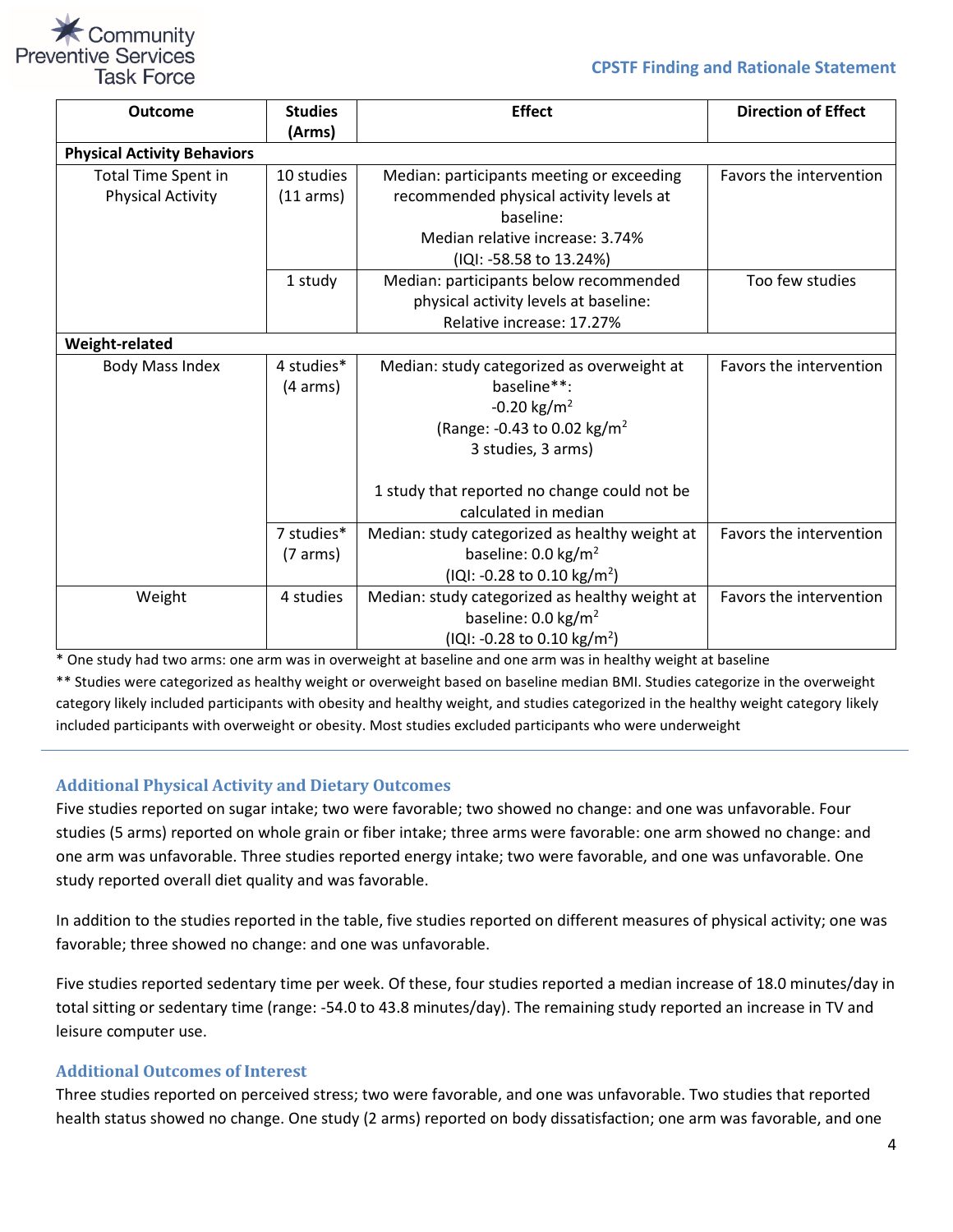| Outcome | Studies (Arms) | Effect | Direction of Effect |
|---|---|---|---|
| **Physical Activity Behaviors** | | | |
| Total Time Spent in Physical Activity | 10 studies (11 arms) | Median: participants meeting or exceeding recommended physical activity levels at baseline: Median relative increase: 3.74% (IQI: -58.58 to 13.24%) | Favors the intervention |
| | 1 study | Median: participants below recommended physical activity levels at baseline: Relative increase: 17.27% | Too few studies |
| **Weight-related** | | | |
| Body Mass Index | 4 studies* (4 arms) | Median: study categorized as overweight at baseline**: -0.20 kg/m$^2$ (Range: -0.43 to 0.02 kg/m$^2$ 3 studies, 3 arms) 1 study that reported no change could not be calculated in median | Favors the intervention |
| | 7 studies* (7 arms) | Median: study categorized as healthy weight at baseline: 0.0 kg/m$^2$ (IQI: -0.28 to 0.10 kg/m$^2$) | Favors the intervention |
| Weight | 4 studies | Median: study categorized as healthy weight at baseline: 0.0 kg/m$^2$ (IQI: -0.28 to 0.10 kg/m$^2$) | Favors the intervention |

\* One study had two arms: one arm was in overweight at baseline and one arm was in healthy weight at baseline

\*\* Studies were categorized as healthy weight or overweight based on baseline median BMI. Studies categorize in the overweight category likely included participants with obesity and healthy weight, and studies categorized in the healthy weight category likely included participants with overweight or obesity. Most studies excluded participants who were underweight

### Additional Physical Activity and Dietary Outcomes

Five studies reported on sugar intake; two were favorable; two showed no change: and one was unfavorable. Four studies (5 arms) reported on whole grain or fiber intake; three arms were favorable: one arm showed no change: and one arm was unfavorable. Three studies reported energy intake; two were favorable, and one was unfavorable. One study reported overall diet quality and was favorable.

In addition to the studies reported in the table, five studies reported on different measures of physical activity; one was favorable; three showed no change: and one was unfavorable.

Five studies reported sedentary time per week. Of these, four studies reported a median increase of 18.0 minutes/day in total sitting or sedentary time (range: -54.0 to 43.8 minutes/day). The remaining study reported an increase in TV and leisure computer use.

### Additional Outcomes of Interest

Three studies reported on perceived stress; two were favorable, and one was unfavorable. Two studies that reported health status showed no change. One study (2 arms) reported on body dissatisfaction; one arm was favorable, and one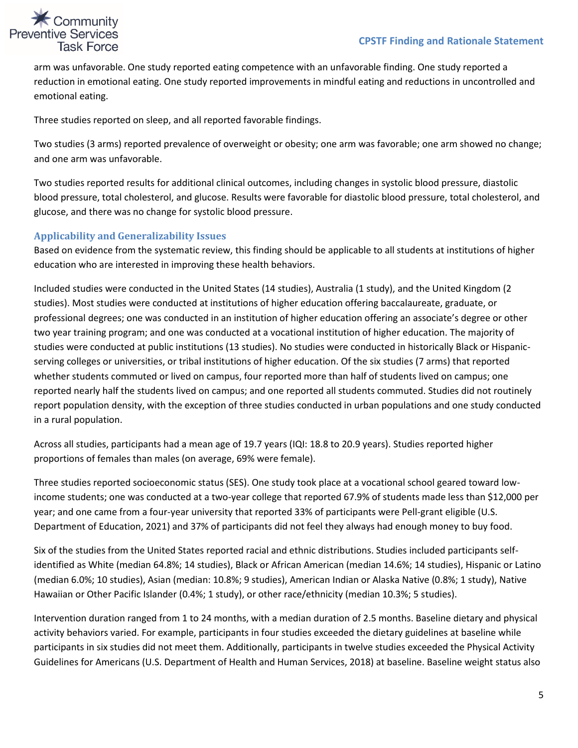arm was unfavorable. One study reported eating competence with an unfavorable finding. One study reported a reduction in emotional eating. One study reported improvements in mindful eating and reductions in uncontrolled and emotional eating.

Three studies reported on sleep, and all reported favorable findings.

Two studies (3 arms) reported prevalence of overweight or obesity; one arm was favorable; one arm showed no change; and one arm was unfavorable.

Two studies reported results for additional clinical outcomes, including changes in systolic blood pressure, diastolic blood pressure, total cholesterol, and glucose. Results were favorable for diastolic blood pressure, total cholesterol, and glucose, and there was no change for systolic blood pressure.

### Applicability and Generalizability Issues

Based on evidence from the systematic review, this finding should be applicable to all students at institutions of higher education who are interested in improving these health behaviors.

Included studies were conducted in the United States (14 studies), Australia (1 study), and the United Kingdom (2 studies). Most studies were conducted at institutions of higher education offering baccalaureate, graduate, or professional degrees; one was conducted in an institution of higher education offering an associate's degree or other two year training program; and one was conducted at a vocational institution of higher education. The majority of studies were conducted at public institutions (13 studies). No studies were conducted in historically Black or Hispanic-serving colleges or universities, or tribal institutions of higher education. Of the six studies (7 arms) that reported whether students commuted or lived on campus, four reported more than half of students lived on campus; one reported nearly half the students lived on campus; and one reported all students commuted. Studies did not routinely report population density, with the exception of three studies conducted in urban populations and one study conducted in a rural population.

Across all studies, participants had a mean age of 19.7 years (IQI: 18.8 to 20.9 years). Studies reported higher proportions of females than males (on average, 69% were female).

Three studies reported socioeconomic status (SES). One study took place at a vocational school geared toward low-income students; one was conducted at a two-year college that reported 67.9% of students made less than $12,000 per year; and one came from a four-year university that reported 33% of participants were Pell-grant eligible (U.S. Department of Education, 2021) and 37% of participants did not feel they always had enough money to buy food.

Six of the studies from the United States reported racial and ethnic distributions. Studies included participants self-identified as White (median 64.8%; 14 studies), Black or African American (median 14.6%; 14 studies), Hispanic or Latino (median 6.0%; 10 studies), Asian (median: 10.8%; 9 studies), American Indian or Alaska Native (0.8%; 1 study), Native Hawaiian or Other Pacific Islander (0.4%; 1 study), or other race/ethnicity (median 10.3%; 5 studies).

Intervention duration ranged from 1 to 24 months, with a median duration of 2.5 months. Baseline dietary and physical activity behaviors varied. For example, participants in four studies exceeded the dietary guidelines at baseline while participants in six studies did not meet them. Additionally, participants in twelve studies exceeded the Physical Activity Guidelines for Americans (U.S. Department of Health and Human Services, 2018) at baseline. Baseline weight status also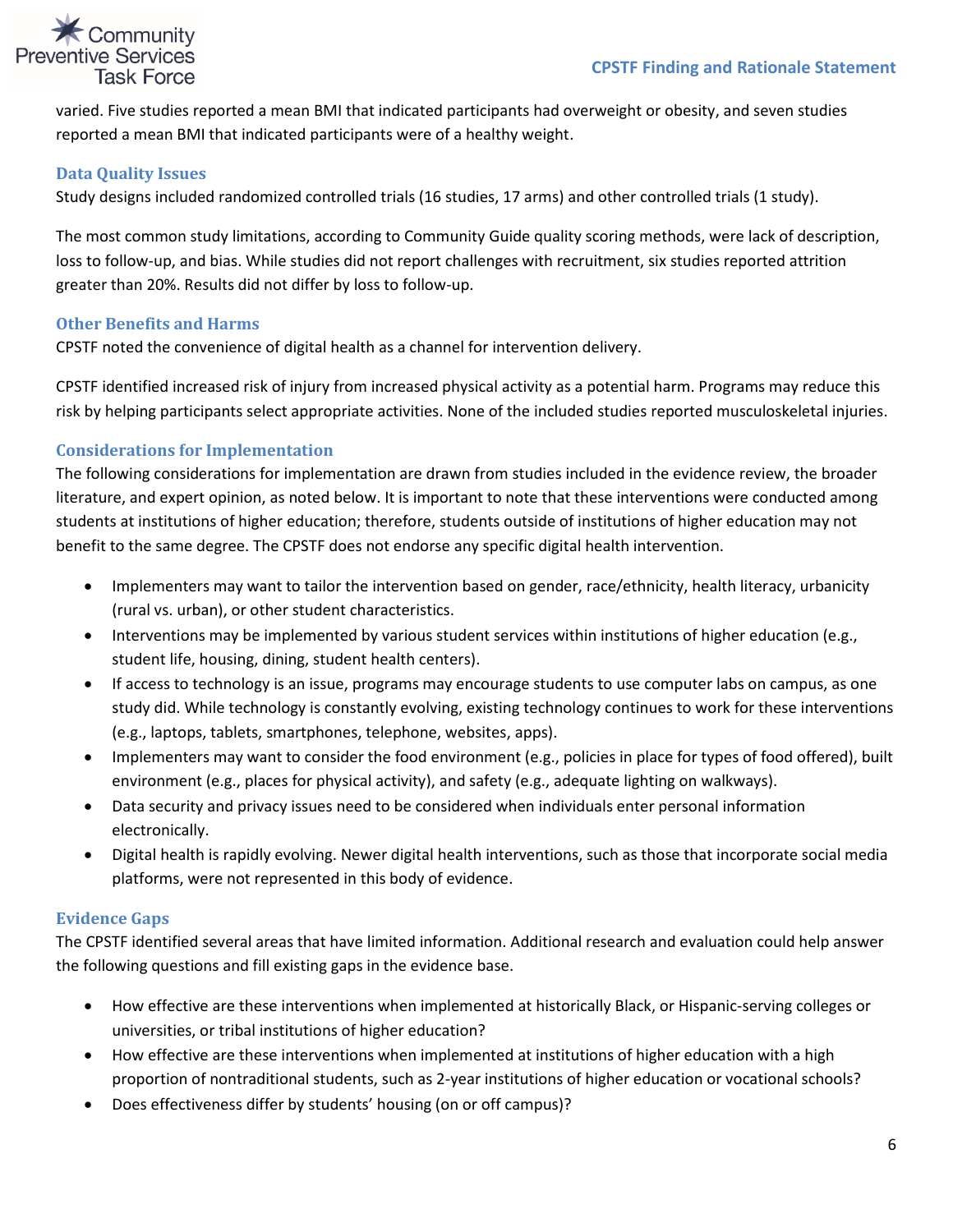varied. Five studies reported a mean BMI that indicated participants had overweight or obesity, and seven studies reported a mean BMI that indicated participants were of a healthy weight.

### Data Quality Issues

Study designs included randomized controlled trials (16 studies, 17 arms) and other controlled trials (1 study).

The most common study limitations, according to Community Guide quality scoring methods, were lack of description, loss to follow-up, and bias. While studies did not report challenges with recruitment, six studies reported attrition greater than 20%. Results did not differ by loss to follow-up.

### Other Benefits and Harms

CPSTF noted the convenience of digital health as a channel for intervention delivery.

CPSTF identified increased risk of injury from increased physical activity as a potential harm. Programs may reduce this risk by helping participants select appropriate activities. None of the included studies reported musculoskeletal injuries.

### Considerations for Implementation

The following considerations for implementation are drawn from studies included in the evidence review, the broader literature, and expert opinion, as noted below. It is important to note that these interventions were conducted among students at institutions of higher education; therefore, students outside of institutions of higher education may not benefit to the same degree. The CPSTF does not endorse any specific digital health intervention.

- Implementers may want to tailor the intervention based on gender, race/ethnicity, health literacy, urbanicity (rural vs. urban), or other student characteristics.
- Interventions may be implemented by various student services within institutions of higher education (e.g., student life, housing, dining, student health centers).
- If access to technology is an issue, programs may encourage students to use computer labs on campus, as one study did. While technology is constantly evolving, existing technology continues to work for these interventions (e.g., laptops, tablets, smartphones, telephone, websites, apps).
- Implementers may want to consider the food environment (e.g., policies in place for types of food offered), built environment (e.g., places for physical activity), and safety (e.g., adequate lighting on walkways).
- Data security and privacy issues need to be considered when individuals enter personal information electronically.
- Digital health is rapidly evolving. Newer digital health interventions, such as those that incorporate social media platforms, were not represented in this body of evidence.

### Evidence Gaps

The CPSTF identified several areas that have limited information. Additional research and evaluation could help answer the following questions and fill existing gaps in the evidence base.

- How effective are these interventions when implemented at historically Black, or Hispanic-serving colleges or universities, or tribal institutions of higher education?
- How effective are these interventions when implemented at institutions of higher education with a high proportion of nontraditional students, such as 2-year institutions of higher education or vocational schools?
- Does effectiveness differ by students' housing (on or off campus)?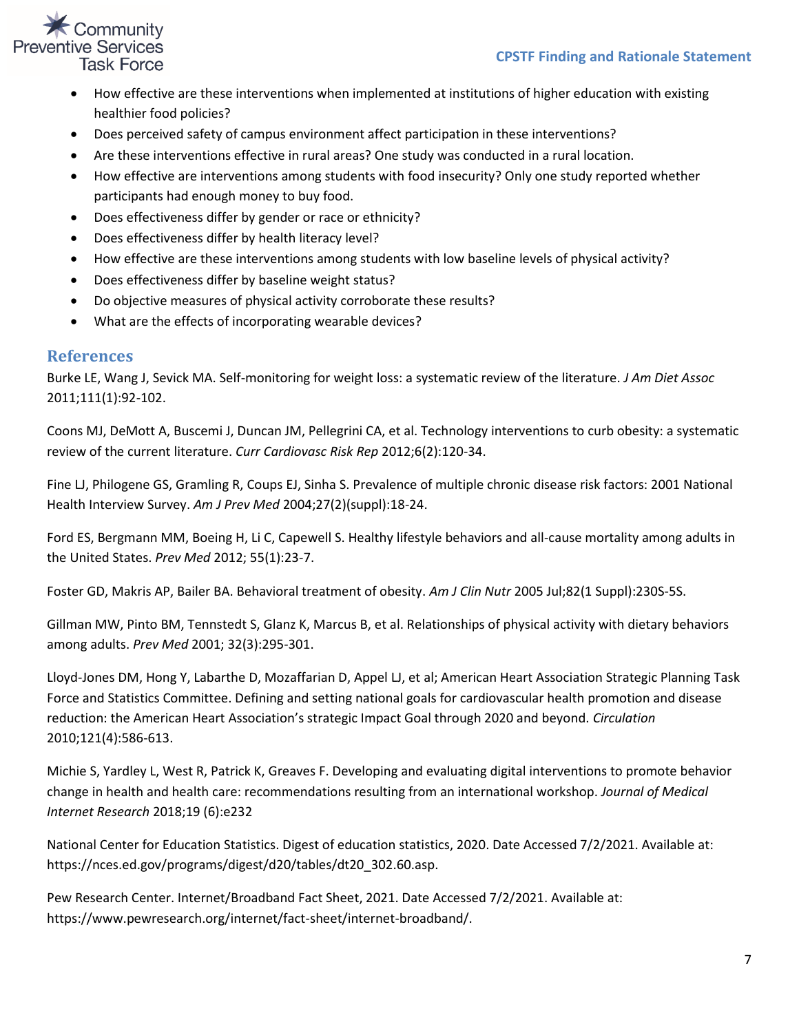- How effective are these interventions when implemented at institutions of higher education with existing healthier food policies?
- Does perceived safety of campus environment affect participation in these interventions?
- Are these interventions effective in rural areas? One study was conducted in a rural location.
- How effective are interventions among students with food insecurity? Only one study reported whether participants had enough money to buy food.
- Does effectiveness differ by gender or race or ethnicity?
- Does effectiveness differ by health literacy level?
- How effective are these interventions among students with low baseline levels of physical activity?
- Does effectiveness differ by baseline weight status?
- Do objective measures of physical activity corroborate these results?
- What are the effects of incorporating wearable devices?

## References

Burke LE, Wang J, Sevick MA. Self-monitoring for weight loss: a systematic review of the literature. *J Am Diet Assoc* 2011;111(1):92-102.

Coons MJ, DeMott A, Buscemi J, Duncan JM, Pellegrini CA, et al. Technology interventions to curb obesity: a systematic review of the current literature. *Curr Cardiovasc Risk Rep* 2012;6(2):120-34.

Fine LJ, Philogene GS, Gramling R, Coups EJ, Sinha S. Prevalence of multiple chronic disease risk factors: 2001 National Health Interview Survey. *Am J Prev Med* 2004;27(2)(suppl):18-24.

Ford ES, Bergmann MM, Boeing H, Li C, Capewell S. Healthy lifestyle behaviors and all-cause mortality among adults in the United States. *Prev Med* 2012; 55(1):23-7.

Foster GD, Makris AP, Bailer BA. Behavioral treatment of obesity. *Am J Clin Nutr* 2005 Jul;82(1 Suppl):230S-5S.

Gillman MW, Pinto BM, Tennstedt S, Glanz K, Marcus B, et al. Relationships of physical activity with dietary behaviors among adults. *Prev Med* 2001; 32(3):295-301.

Lloyd-Jones DM, Hong Y, Labarthe D, Mozaffarian D, Appel LJ, et al; American Heart Association Strategic Planning Task Force and Statistics Committee. Defining and setting national goals for cardiovascular health promotion and disease reduction: the American Heart Association's strategic Impact Goal through 2020 and beyond. *Circulation* 2010;121(4):586-613.

Michie S, Yardley L, West R, Patrick K, Greaves F. Developing and evaluating digital interventions to promote behavior change in health and health care: recommendations resulting from an international workshop. *Journal of Medical Internet Research* 2018;19 (6):e232

National Center for Education Statistics. Digest of education statistics, 2020. Date Accessed 7/2/2021. Available at: https://nces.ed.gov/programs/digest/d20/tables/dt20_302.60.asp.

Pew Research Center. Internet/Broadband Fact Sheet, 2021. Date Accessed 7/2/2021. Available at: https://www.pewresearch.org/internet/fact-sheet/internet-broadband/.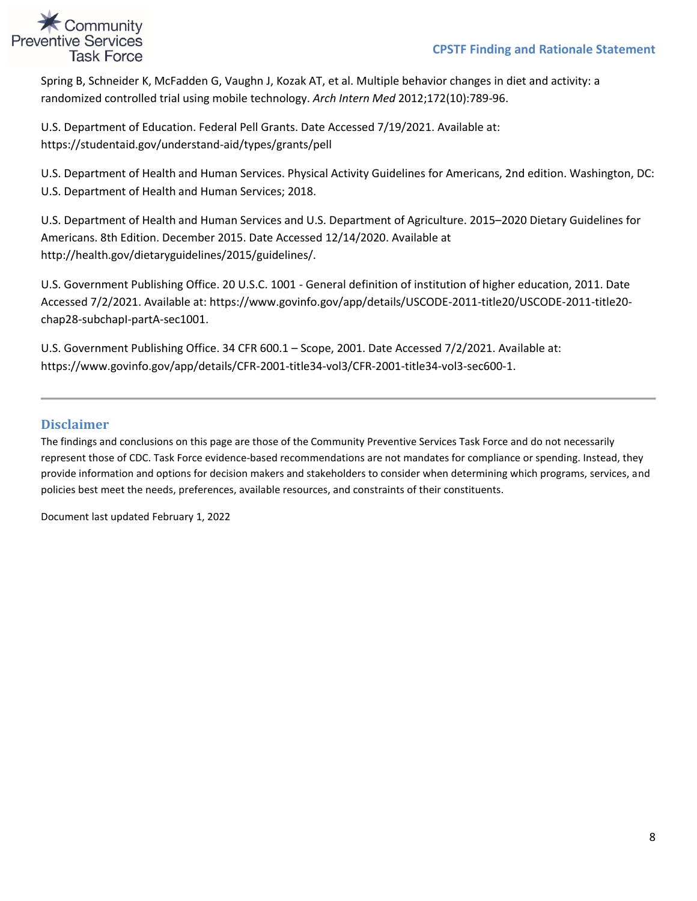Spring B, Schneider K, McFadden G, Vaughn J, Kozak AT, et al. Multiple behavior changes in diet and activity: a randomized controlled trial using mobile technology. *Arch Intern Med* 2012;172(10):789-96.

U.S. Department of Education. Federal Pell Grants. Date Accessed 7/19/2021. Available at: https://studentaid.gov/understand-aid/types/grants/pell

U.S. Department of Health and Human Services. Physical Activity Guidelines for Americans, 2nd edition. Washington, DC: U.S. Department of Health and Human Services; 2018.

U.S. Department of Health and Human Services and U.S. Department of Agriculture. 2015–2020 Dietary Guidelines for Americans. 8th Edition. December 2015. Date Accessed 12/14/2020. Available at http://health.gov/dietaryguidelines/2015/guidelines/.

U.S. Government Publishing Office. 20 U.S.C. 1001 - General definition of institution of higher education, 2011. Date Accessed 7/2/2021. Available at: https://www.govinfo.gov/app/details/USCODE-2011-title20/USCODE-2011-title20-chap28-subchapI-partA-sec1001.

U.S. Government Publishing Office. 34 CFR 600.1 – Scope, 2001. Date Accessed 7/2/2021. Available at: https://www.govinfo.gov/app/details/CFR-2001-title34-vol3/CFR-2001-title34-vol3-sec600-1.

---

## Disclaimer

The findings and conclusions on this page are those of the Community Preventive Services Task Force and do not necessarily represent those of CDC. Task Force evidence-based recommendations are not mandates for compliance or spending. Instead, they provide information and options for decision makers and stakeholders to consider when determining which programs, services, and policies best meet the needs, preferences, available resources, and constraints of their constituents.

Document last updated February 1, 2022